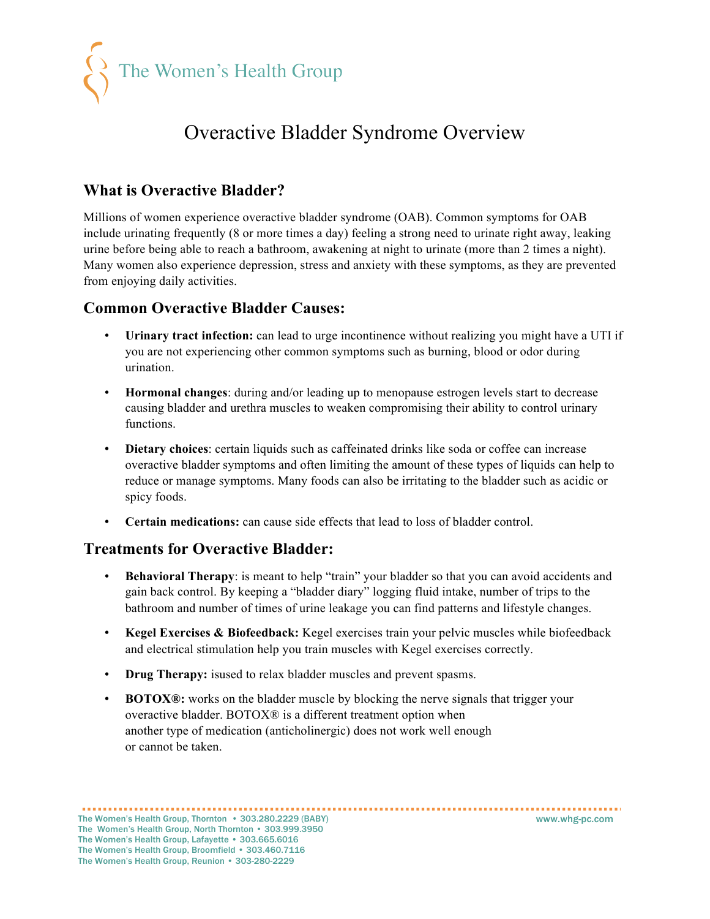The Women's Health Group

# Overactive Bladder Syndrome Overview

## What is Overactive Bladder?

Millions of women experience overactive bladder syndrome (OAB). Common symptoms for OAB include urinating frequently (8 or more times a day) feeling a strong need to urinate right away, leaking urine before being able to reach a bathroom, awakening at night to urinate (more than 2 times a night). Many women also experience depression, stress and anxiety with these symptoms, as they are prevented from enjoying daily activities.

## Common Overactive Bladder Causes:

- **Urinary tract infection:** can lead to urge incontinence without realizing you might have a UTI if you are not experiencing other common symptoms such as burning, blood or odor during urination.
- **Hormonal changes**: during and/or leading up to menopause estrogen levels start to decrease causing bladder and urethra muscles to weaken compromising their ability to control urinary functions.
- **Dietary choices**: certain liquids such as caffeinated drinks like soda or coffee can increase overactive bladder symptoms and often limiting the amount of these types of liquids can help to reduce or manage symptoms. Many foods can also be irritating to the bladder such as acidic or spicy foods.
- **Certain medications:** can cause side effects that lead to loss of bladder control.

## Treatments for Overactive Bladder:

- **Behavioral Therapy**: is meant to help "train" your bladder so that you can avoid accidents and gain back control. By keeping a "bladder diary" logging fluid intake, number of trips to the bathroom and number of times of urine leakage you can find patterns and lifestyle changes.
- **Kegel Exercises & Biofeedback:** Kegel exercises train your pelvic muscles while biofeedback and electrical stimulation help you train muscles with Kegel exercises correctly.
- **Drug Therapy:** isused to relax bladder muscles and prevent spasms.
- **BOTOX®:** works on the bladder muscle by blocking the nerve signals that trigger your overactive bladder. BOTOX® is a different treatment option when another type of medication (anticholinergic) does not work well enough or cannot be taken.

The Women's Health Group, Thornton • 303.280.2229 (BABY)
The Women's Health Group, North Thornton • 303.999.3950
The Women's Health Group, Lafayette • 303.665.6016
The Women's Health Group, Broomfield • 303.460.7116
The Women's Health Group, Reunion • 303-280-2229

www.whg-pc.com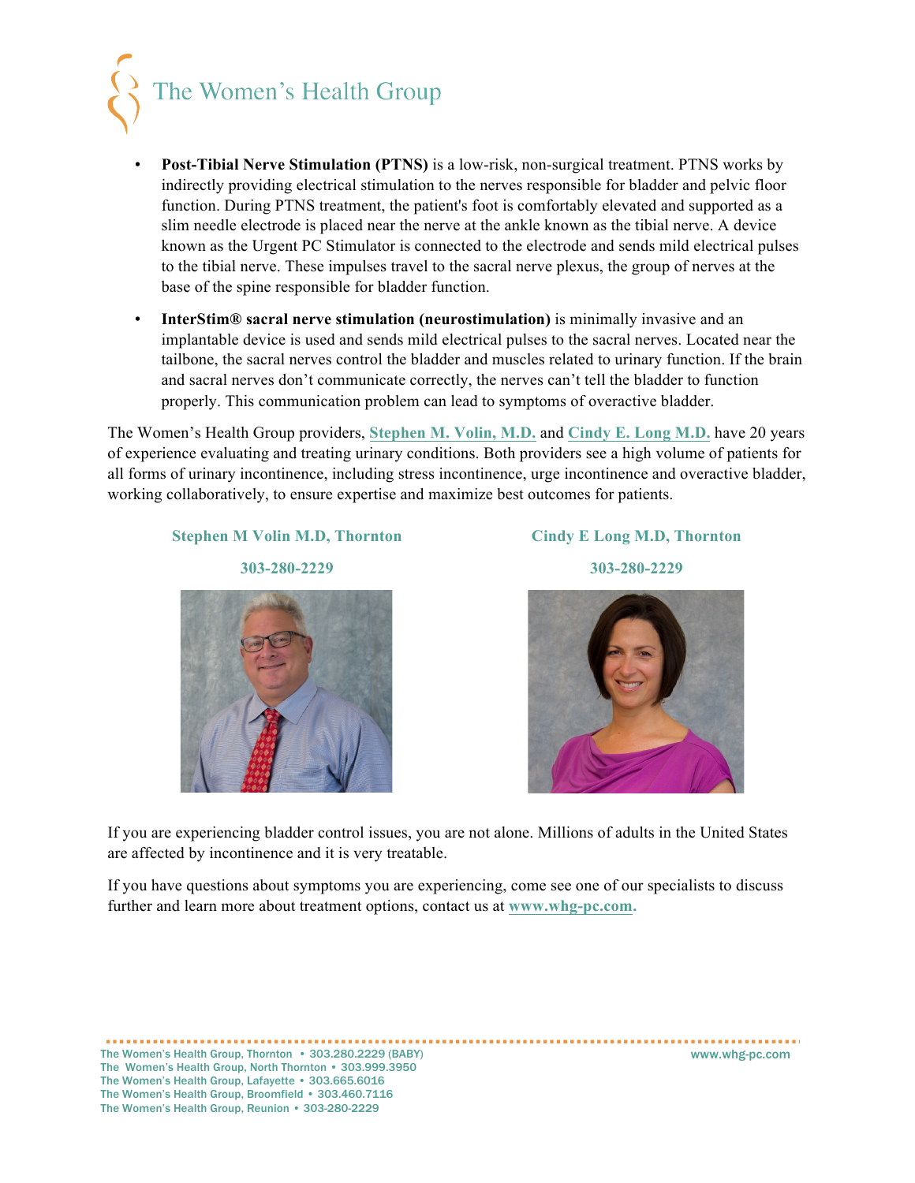- **Post-Tibial Nerve Stimulation (PTNS)** is a low-risk, non-surgical treatment. PTNS works by indirectly providing electrical stimulation to the nerves responsible for bladder and pelvic floor function. During PTNS treatment, the patient's foot is comfortably elevated and supported as a slim needle electrode is placed near the nerve at the ankle known as the tibial nerve. A device known as the Urgent PC Stimulator is connected to the electrode and sends mild electrical pulses to the tibial nerve. These impulses travel to the sacral nerve plexus, the group of nerves at the base of the spine responsible for bladder function.
- **InterStim® sacral nerve stimulation (neurostimulation)** is minimally invasive and an implantable device is used and sends mild electrical pulses to the sacral nerves. Located near the tailbone, the sacral nerves control the bladder and muscles related to urinary function. If the brain and sacral nerves don't communicate correctly, the nerves can't tell the bladder to function properly. This communication problem can lead to symptoms of overactive bladder.

The Women's Health Group providers, **Stephen M. Volin, M.D.** and **Cindy E. Long M.D.** have 20 years of experience evaluating and treating urinary conditions. Both providers see a high volume of patients for all forms of urinary incontinence, including stress incontinence, urge incontinence and overactive bladder, working collaboratively, to ensure expertise and maximize best outcomes for patients.

**Stephen M Volin M.D, Thornton**

**303-280-2229**

**Cindy E Long M.D, Thornton**

**303-280-2229**

If you are experiencing bladder control issues, you are not alone. Millions of adults in the United States are affected by incontinence and it is very treatable.

If you have questions about symptoms you are experiencing, come see one of our specialists to discuss further and learn more about treatment options, contact us at **www.whg-pc.com.**

The Women's Health Group, Thornton • 303.280.2229 (BABY)
The Women's Health Group, North Thornton • 303.999.3950
The Women's Health Group, Lafayette • 303.665.6016
The Women's Health Group, Broomfield • 303.460.7116
The Women's Health Group, Reunion • 303-280-2229

www.whg-pc.com